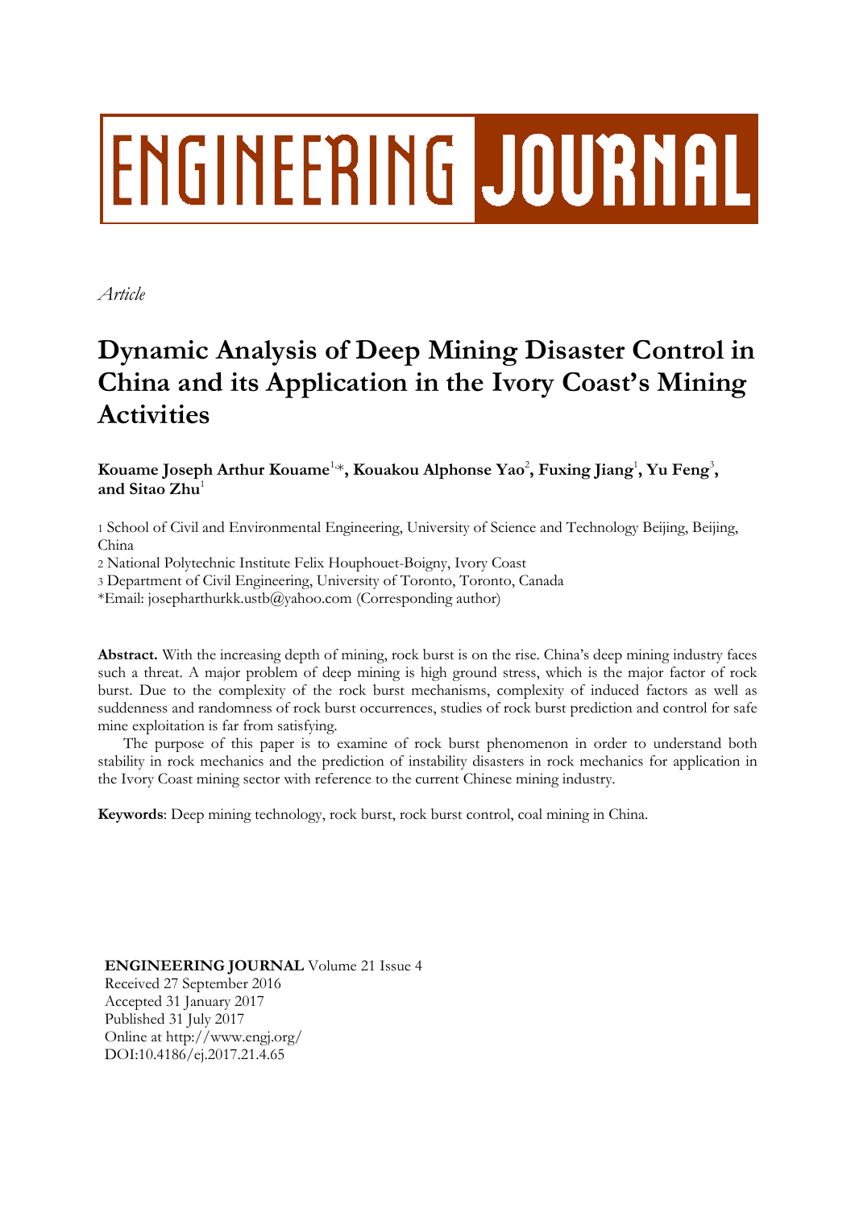ENGINEERING JOURNAL

*Article*

# Dynamic Analysis of Deep Mining Disaster Control in China and its Application in the Ivory Coast's Mining Activities

**Kouame Joseph Arthur Kouame**[1,*]**, Kouakou Alphonse Yao**[2]**, Fuxing Jiang**[1]**, Yu Feng**[3]**, and Sitao Zhu**[1]

1 School of Civil and Environmental Engineering, University of Science and Technology Beijing, Beijing, China

2 National Polytechnic Institute Felix Houphouet-Boigny, Ivory Coast

3 Department of Civil Engineering, University of Toronto, Toronto, Canada

*Email: josepharthurkk.ustb@yahoo.com (Corresponding author)

**Abstract.** With the increasing depth of mining, rock burst is on the rise. China's deep mining industry faces such a threat. A major problem of deep mining is high ground stress, which is the major factor of rock burst. Due to the complexity of the rock burst mechanisms, complexity of induced factors as well as suddenness and randomness of rock burst occurrences, studies of rock burst prediction and control for safe mine exploitation is far from satisfying.

The purpose of this paper is to examine of rock burst phenomenon in order to understand both stability in rock mechanics and the prediction of instability disasters in rock mechanics for application in the Ivory Coast mining sector with reference to the current Chinese mining industry.

**Keywords**: Deep mining technology, rock burst, rock burst control, coal mining in China.

**ENGINEERING JOURNAL** Volume 21 Issue 4
Received 27 September 2016
Accepted 31 January 2017
Published 31 July 2017
Online at http://www.engj.org/
DOI:10.4186/ej.2017.21.4.65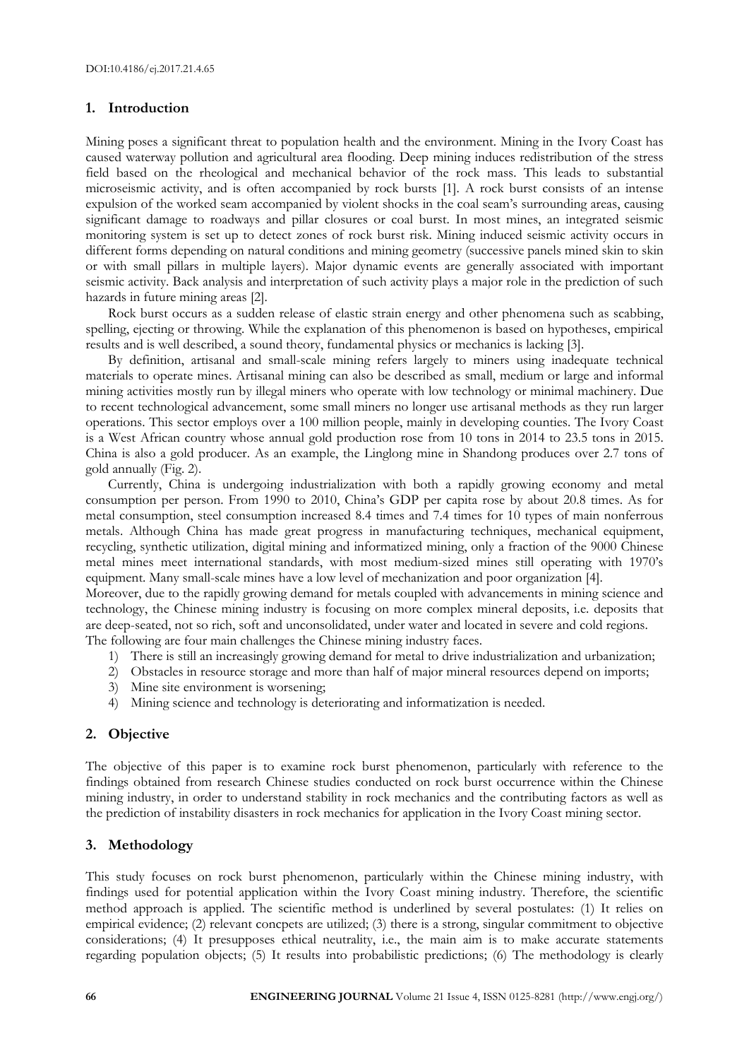DOI:10.4186/ej.2017.21.4.65

## 1. Introduction

Mining poses a significant threat to population health and the environment. Mining in the Ivory Coast has caused waterway pollution and agricultural area flooding. Deep mining induces redistribution of the stress field based on the rheological and mechanical behavior of the rock mass. This leads to substantial microseismic activity, and is often accompanied by rock bursts [1]. A rock burst consists of an intense expulsion of the worked seam accompanied by violent shocks in the coal seam's surrounding areas, causing significant damage to roadways and pillar closures or coal burst. In most mines, an integrated seismic monitoring system is set up to detect zones of rock burst risk. Mining induced seismic activity occurs in different forms depending on natural conditions and mining geometry (successive panels mined skin to skin or with small pillars in multiple layers). Major dynamic events are generally associated with important seismic activity. Back analysis and interpretation of such activity plays a major role in the prediction of such hazards in future mining areas [2].

Rock burst occurs as a sudden release of elastic strain energy and other phenomena such as scabbing, spelling, ejecting or throwing. While the explanation of this phenomenon is based on hypotheses, empirical results and is well described, a sound theory, fundamental physics or mechanics is lacking [3].

By definition, artisanal and small-scale mining refers largely to miners using inadequate technical materials to operate mines. Artisanal mining can also be described as small, medium or large and informal mining activities mostly run by illegal miners who operate with low technology or minimal machinery. Due to recent technological advancement, some small miners no longer use artisanal methods as they run larger operations. This sector employs over a 100 million people, mainly in developing counties. The Ivory Coast is a West African country whose annual gold production rose from 10 tons in 2014 to 23.5 tons in 2015. China is also a gold producer. As an example, the Linglong mine in Shandong produces over 2.7 tons of gold annually (Fig. 2).

Currently, China is undergoing industrialization with both a rapidly growing economy and metal consumption per person. From 1990 to 2010, China's GDP per capita rose by about 20.8 times. As for metal consumption, steel consumption increased 8.4 times and 7.4 times for 10 types of main nonferrous metals. Although China has made great progress in manufacturing techniques, mechanical equipment, recycling, synthetic utilization, digital mining and informatized mining, only a fraction of the 9000 Chinese metal mines meet international standards, with most medium-sized mines still operating with 1970's equipment. Many small-scale mines have a low level of mechanization and poor organization [4].

Moreover, due to the rapidly growing demand for metals coupled with advancements in mining science and technology, the Chinese mining industry is focusing on more complex mineral deposits, i.e. deposits that are deep-seated, not so rich, soft and unconsolidated, under water and located in severe and cold regions.

The following are four main challenges the Chinese mining industry faces.

1) There is still an increasingly growing demand for metal to drive industrialization and urbanization;
2) Obstacles in resource storage and more than half of major mineral resources depend on imports;
3) Mine site environment is worsening;
4) Mining science and technology is deteriorating and informatization is needed.

## 2. Objective

The objective of this paper is to examine rock burst phenomenon, particularly with reference to the findings obtained from research Chinese studies conducted on rock burst occurrence within the Chinese mining industry, in order to understand stability in rock mechanics and the contributing factors as well as the prediction of instability disasters in rock mechanics for application in the Ivory Coast mining sector.

## 3. Methodology

This study focuses on rock burst phenomenon, particularly within the Chinese mining industry, with findings used for potential application within the Ivory Coast mining industry. Therefore, the scientific method approach is applied. The scientific method is underlined by several postulates: (1) It relies on empirical evidence; (2) relevant concpets are utilized; (3) there is a strong, singular commitment to objective considerations; (4) It presupposes ethical neutrality, i.e., the main aim is to make accurate statements regarding population objects; (5) It results into probabilistic predictions; (6) The methodology is clearly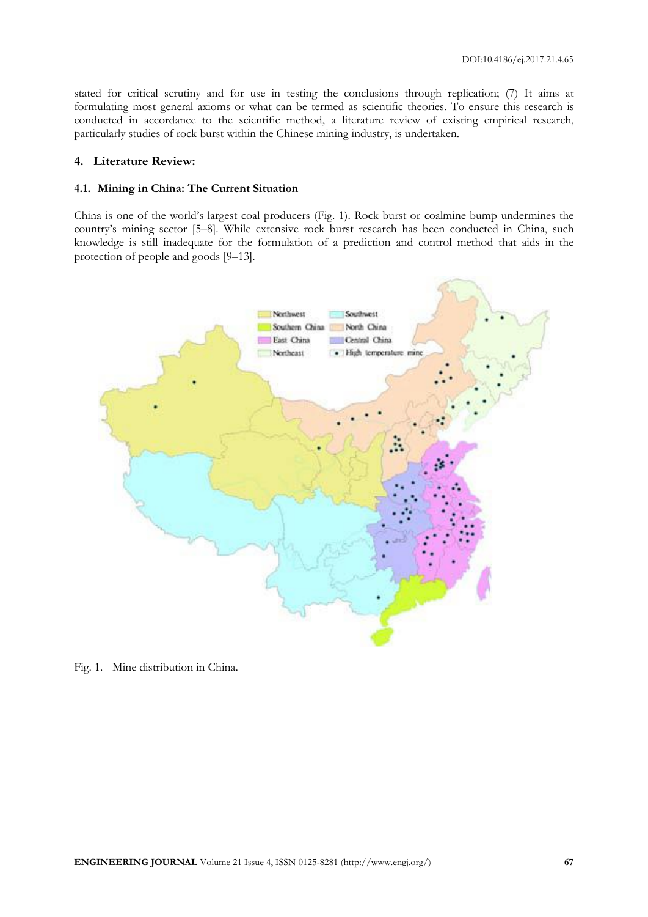stated for critical scrutiny and for use in testing the conclusions through replication; (7) It aims at formulating most general axioms or what can be termed as scientific theories. To ensure this research is conducted in accordance to the scientific method, a literature review of existing empirical research, particularly studies of rock burst within the Chinese mining industry, is undertaken.

## 4. Literature Review:

### 4.1. Mining in China: The Current Situation

China is one of the world's largest coal producers (Fig. 1). Rock burst or coalmine bump undermines the country's mining sector [5–8]. While extensive rock burst research has been conducted in China, such knowledge is still inadequate for the formulation of a prediction and control method that aids in the protection of people and goods [9–13].

Fig. 1. Mine distribution in China.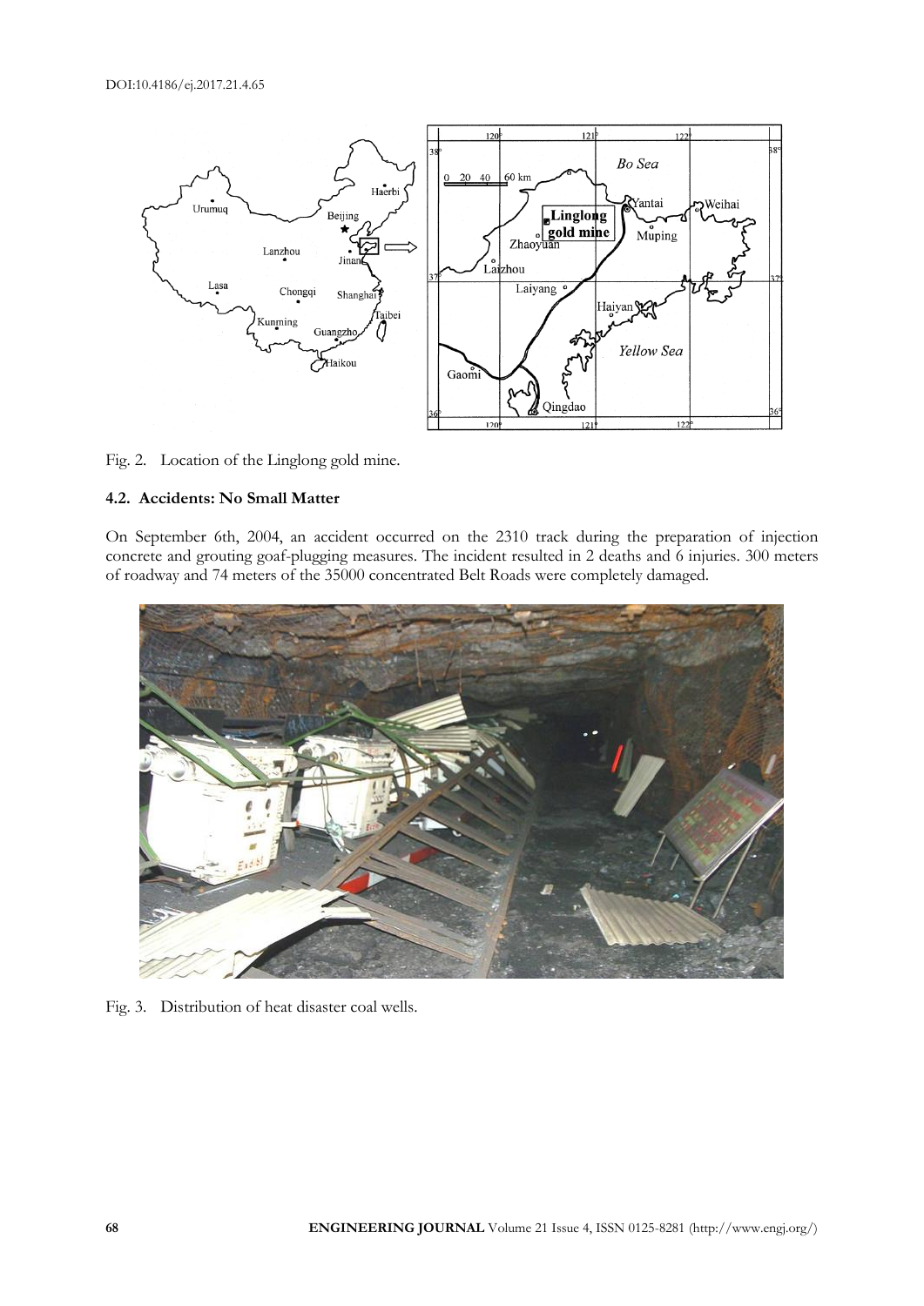Fig. 2. Location of the Linglong gold mine.

### 4.2. Accidents: No Small Matter

On September 6th, 2004, an accident occurred on the 2310 track during the preparation of injection concrete and grouting goaf-plugging measures. The incident resulted in 2 deaths and 6 injuries. 300 meters of roadway and 74 meters of the 35000 concentrated Belt Roads were completely damaged.

Fig. 3. Distribution of heat disaster coal wells.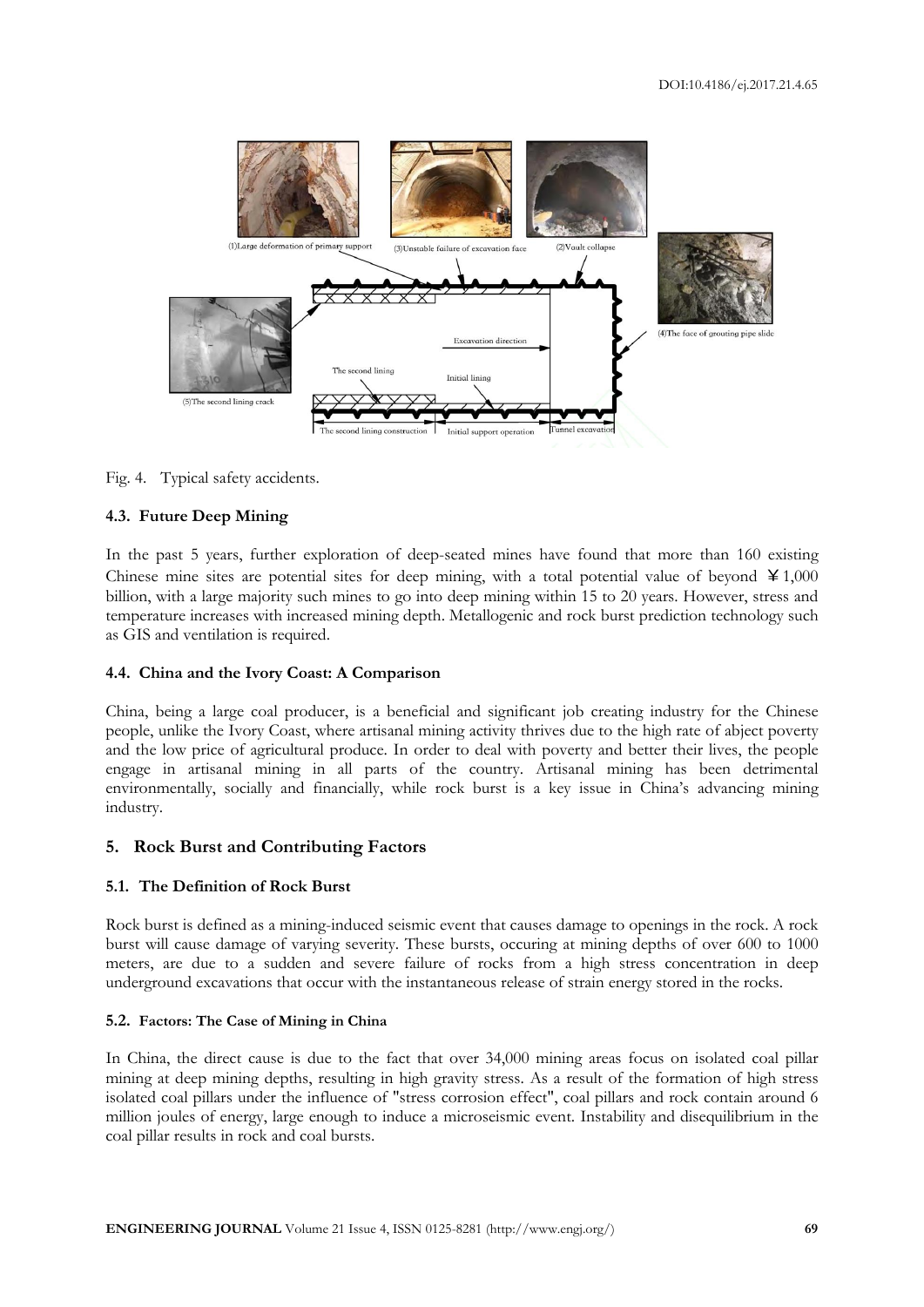Fig. 4. Typical safety accidents.

### 4.3. Future Deep Mining

In the past 5 years, further exploration of deep-seated mines have found that more than 160 existing Chinese mine sites are potential sites for deep mining, with a total potential value of beyond ￥1,000 billion, with a large majority such mines to go into deep mining within 15 to 20 years. However, stress and temperature increases with increased mining depth. Metallogenic and rock burst prediction technology such as GIS and ventilation is required.

### 4.4. China and the Ivory Coast: A Comparison

China, being a large coal producer, is a beneficial and significant job creating industry for the Chinese people, unlike the Ivory Coast, where artisanal mining activity thrives due to the high rate of abject poverty and the low price of agricultural produce. In order to deal with poverty and better their lives, the people engage in artisanal mining in all parts of the country. Artisanal mining has been detrimental environmentally, socially and financially, while rock burst is a key issue in China's advancing mining industry.

## 5. Rock Burst and Contributing Factors

### 5.1. The Definition of Rock Burst

Rock burst is defined as a mining-induced seismic event that causes damage to openings in the rock. A rock burst will cause damage of varying severity. These bursts, occuring at mining depths of over 600 to 1000 meters, are due to a sudden and severe failure of rocks from a high stress concentration in deep underground excavations that occur with the instantaneous release of strain energy stored in the rocks.

#### 5.2. Factors: The Case of Mining in China

In China, the direct cause is due to the fact that over 34,000 mining areas focus on isolated coal pillar mining at deep mining depths, resulting in high gravity stress. As a result of the formation of high stress isolated coal pillars under the influence of "stress corrosion effect", coal pillars and rock contain around 6 million joules of energy, large enough to induce a microseismic event. Instability and disequilibrium in the coal pillar results in rock and coal bursts.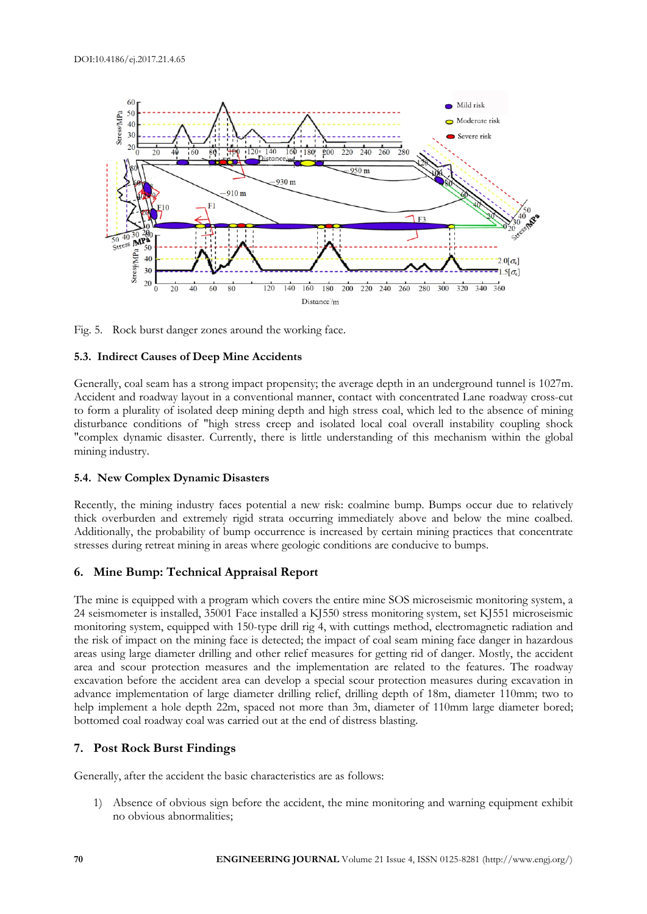Fig. 5. Rock burst danger zones around the working face.

### 5.3. Indirect Causes of Deep Mine Accidents

Generally, coal seam has a strong impact propensity; the average depth in an underground tunnel is 1027m. Accident and roadway layout in a conventional manner, contact with concentrated Lane roadway cross-cut to form a plurality of isolated deep mining depth and high stress coal, which led to the absence of mining disturbance conditions of "high stress creep and isolated local coal overall instability coupling shock "complex dynamic disaster. Currently, there is little understanding of this mechanism within the global mining industry.

### 5.4. New Complex Dynamic Disasters

Recently, the mining industry faces potential a new risk: coalmine bump. Bumps occur due to relatively thick overburden and extremely rigid strata occurring immediately above and below the mine coalbed. Additionally, the probability of bump occurrence is increased by certain mining practices that concentrate stresses during retreat mining in areas where geologic conditions are conducive to bumps.

## 6. Mine Bump: Technical Appraisal Report

The mine is equipped with a program which covers the entire mine SOS microseismic monitoring system, a 24 seismometer is installed, 35001 Face installed a KJ550 stress monitoring system, set KJ551 microseismic monitoring system, equipped with 150-type drill rig 4, with cuttings method, electromagnetic radiation and the risk of impact on the mining face is detected; the impact of coal seam mining face danger in hazardous areas using large diameter drilling and other relief measures for getting rid of danger. Mostly, the accident area and scour protection measures and the implementation are related to the features. The roadway excavation before the accident area can develop a special scour protection measures during excavation in advance implementation of large diameter drilling relief, drilling depth of 18m, diameter 110mm; two to help implement a hole depth 22m, spaced not more than 3m, diameter of 110mm large diameter bored; bottomed coal roadway coal was carried out at the end of distress blasting.

## 7. Post Rock Burst Findings

Generally, after the accident the basic characteristics are as follows:

1) Absence of obvious sign before the accident, the mine monitoring and warning equipment exhibit no obvious abnormalities;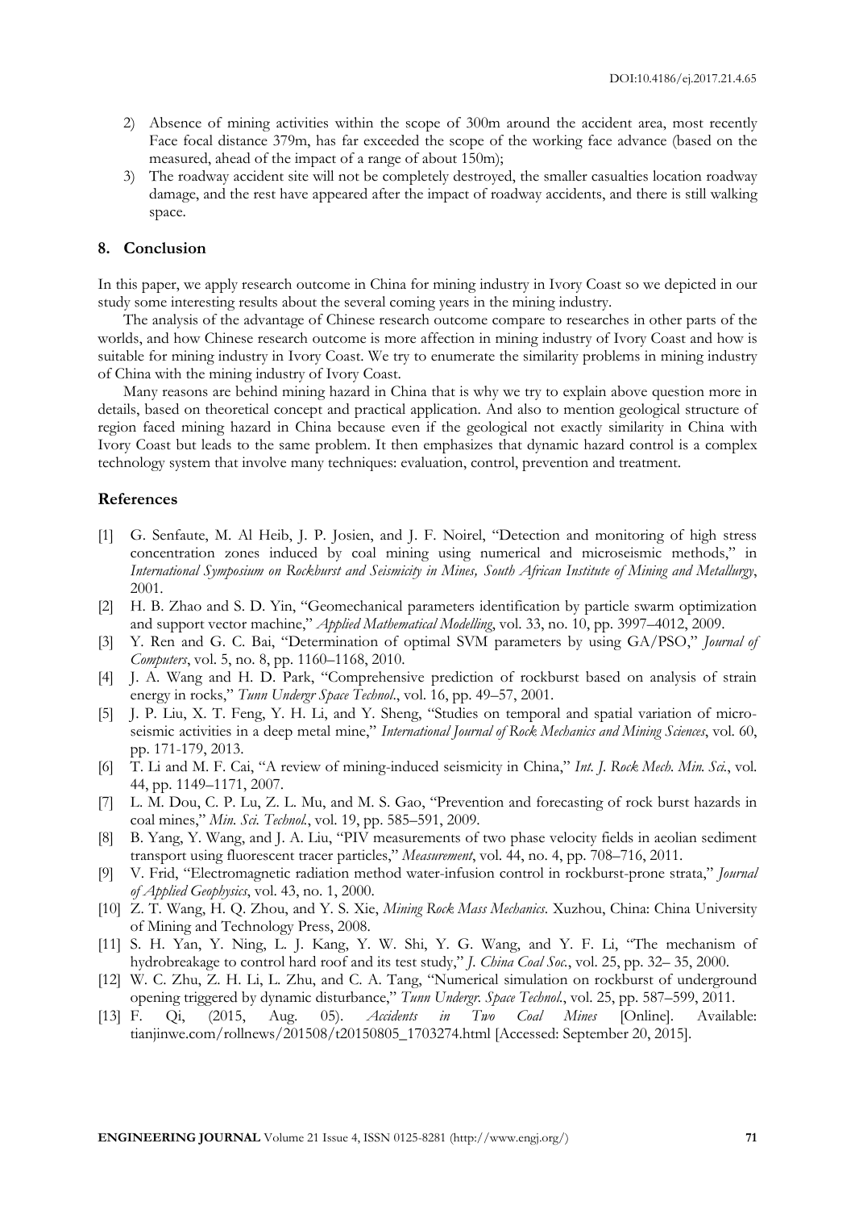2) Absence of mining activities within the scope of 300m around the accident area, most recently Face focal distance 379m, has far exceeded the scope of the working face advance (based on the measured, ahead of the impact of a range of about 150m);
3) The roadway accident site will not be completely destroyed, the smaller casualties location roadway damage, and the rest have appeared after the impact of roadway accidents, and there is still walking space.

## 8. Conclusion

In this paper, we apply research outcome in China for mining industry in Ivory Coast so we depicted in our study some interesting results about the several coming years in the mining industry.

The analysis of the advantage of Chinese research outcome compare to researches in other parts of the worlds, and how Chinese research outcome is more affection in mining industry of Ivory Coast and how is suitable for mining industry in Ivory Coast. We try to enumerate the similarity problems in mining industry of China with the mining industry of Ivory Coast.

Many reasons are behind mining hazard in China that is why we try to explain above question more in details, based on theoretical concept and practical application. And also to mention geological structure of region faced mining hazard in China because even if the geological not exactly similarity in China with Ivory Coast but leads to the same problem. It then emphasizes that dynamic hazard control is a complex technology system that involve many techniques: evaluation, control, prevention and treatment.

## References

[1] G. Senfaute, M. Al Heib, J. P. Josien, and J. F. Noirel, "Detection and monitoring of high stress concentration zones induced by coal mining using numerical and microseismic methods," in *International Symposium on Rockburst and Seismicity in Mines, South African Institute of Mining and Metallurgy*, 2001.

[2] H. B. Zhao and S. D. Yin, "Geomechanical parameters identification by particle swarm optimization and support vector machine," *Applied Mathematical Modelling*, vol. 33, no. 10, pp. 3997–4012, 2009.

[3] Y. Ren and G. C. Bai, "Determination of optimal SVM parameters by using GA/PSO," *Journal of Computers*, vol. 5, no. 8, pp. 1160–1168, 2010.

[4] J. A. Wang and H. D. Park, "Comprehensive prediction of rockburst based on analysis of strain energy in rocks," *Tunn Undergr Space Technol.*, vol. 16, pp. 49–57, 2001.

[5] J. P. Liu, X. T. Feng, Y. H. Li, and Y. Sheng, "Studies on temporal and spatial variation of micro-seismic activities in a deep metal mine," *International Journal of Rock Mechanics and Mining Sciences*, vol. 60, pp. 171-179, 2013.

[6] T. Li and M. F. Cai, "A review of mining-induced seismicity in China," *Int. J. Rock Mech. Min. Sci.*, vol. 44, pp. 1149–1171, 2007.

[7] L. M. Dou, C. P. Lu, Z. L. Mu, and M. S. Gao, "Prevention and forecasting of rock burst hazards in coal mines," *Min. Sci. Technol.*, vol. 19, pp. 585–591, 2009.

[8] B. Yang, Y. Wang, and J. A. Liu, "PIV measurements of two phase velocity fields in aeolian sediment transport using fluorescent tracer particles," *Measurement*, vol. 44, no. 4, pp. 708–716, 2011.

[9] V. Frid, "Electromagnetic radiation method water-infusion control in rockburst-prone strata," *Journal of Applied Geophysics*, vol. 43, no. 1, 2000.

[10] Z. T. Wang, H. Q. Zhou, and Y. S. Xie, *Mining Rock Mass Mechanics*. Xuzhou, China: China University of Mining and Technology Press, 2008.

[11] S. H. Yan, Y. Ning, L. J. Kang, Y. W. Shi, Y. G. Wang, and Y. F. Li, "The mechanism of hydrobreakage to control hard roof and its test study," *J. China Coal Soc.*, vol. 25, pp. 32– 35, 2000.

[12] W. C. Zhu, Z. H. Li, L. Zhu, and C. A. Tang, "Numerical simulation on rockburst of underground opening triggered by dynamic disturbance," *Tunn Undergr. Space Technol.*, vol. 25, pp. 587–599, 2011.

[13] F. Qi, (2015, Aug. 05). *Accidents in Two Coal Mines* [Online]. Available: tianjinwe.com/rollnews/201508/t20150805_1703274.html [Accessed: September 20, 2015].